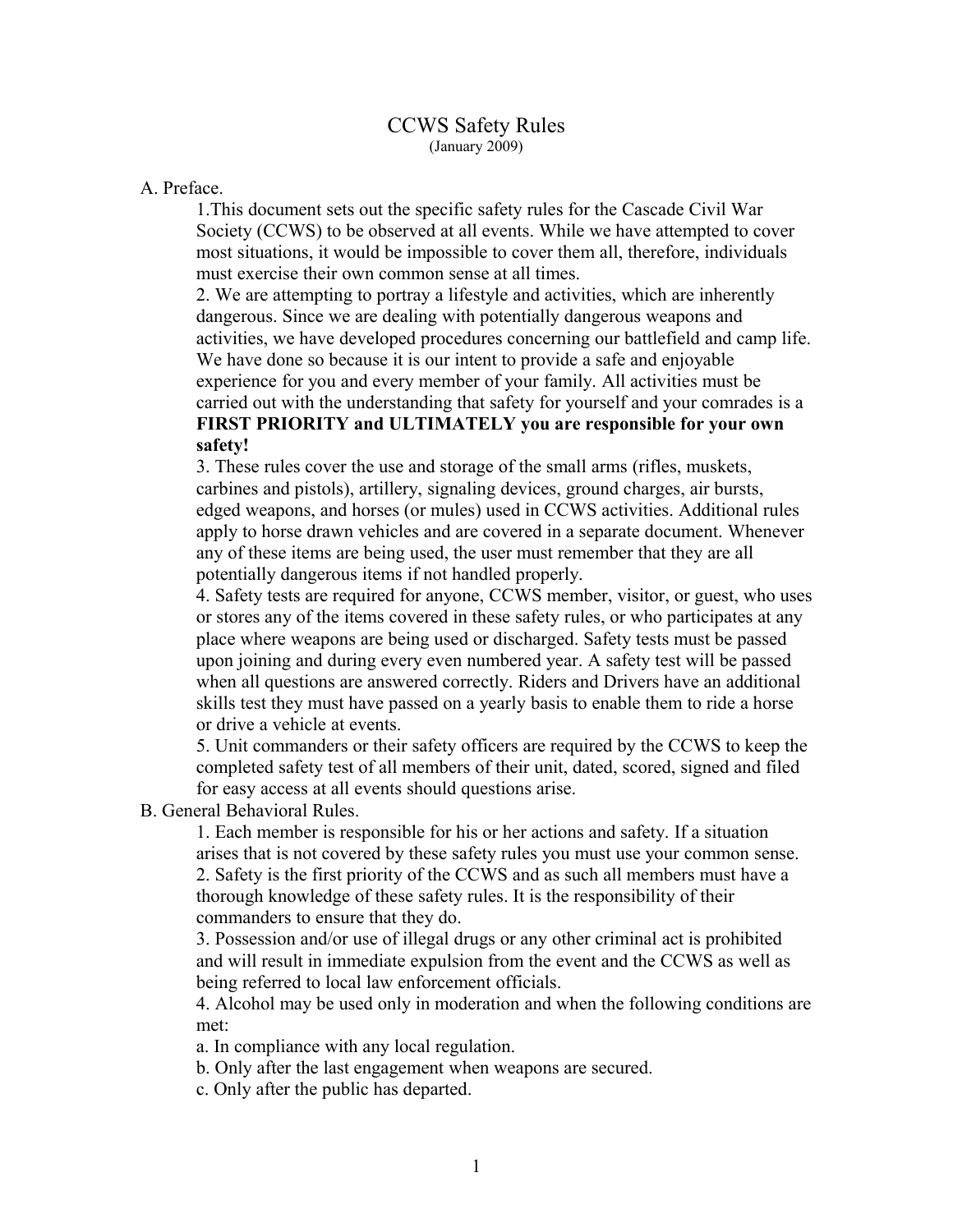# CCWS Safety Rules

(January 2009)

A. Preface.

1.This document sets out the specific safety rules for the Cascade Civil War Society (CCWS) to be observed at all events. While we have attempted to cover most situations, it would be impossible to cover them all, therefore, individuals must exercise their own common sense at all times.

2. We are attempting to portray a lifestyle and activities, which are inherently dangerous. Since we are dealing with potentially dangerous weapons and activities, we have developed procedures concerning our battlefield and camp life. We have done so because it is our intent to provide a safe and enjoyable experience for you and every member of your family. All activities must be carried out with the understanding that safety for yourself and your comrades is a **FIRST PRIORITY and ULTIMATELY you are responsible for your own safety!**

3. These rules cover the use and storage of the small arms (rifles, muskets, carbines and pistols), artillery, signaling devices, ground charges, air bursts, edged weapons, and horses (or mules) used in CCWS activities. Additional rules apply to horse drawn vehicles and are covered in a separate document. Whenever any of these items are being used, the user must remember that they are all potentially dangerous items if not handled properly.

4. Safety tests are required for anyone, CCWS member, visitor, or guest, who uses or stores any of the items covered in these safety rules, or who participates at any place where weapons are being used or discharged. Safety tests must be passed upon joining and during every even numbered year. A safety test will be passed when all questions are answered correctly. Riders and Drivers have an additional skills test they must have passed on a yearly basis to enable them to ride a horse or drive a vehicle at events.

5. Unit commanders or their safety officers are required by the CCWS to keep the completed safety test of all members of their unit, dated, scored, signed and filed for easy access at all events should questions arise.

B. General Behavioral Rules.

1. Each member is responsible for his or her actions and safety. If a situation arises that is not covered by these safety rules you must use your common sense.

2. Safety is the first priority of the CCWS and as such all members must have a thorough knowledge of these safety rules. It is the responsibility of their commanders to ensure that they do.

3. Possession and/or use of illegal drugs or any other criminal act is prohibited and will result in immediate expulsion from the event and the CCWS as well as being referred to local law enforcement officials.

4. Alcohol may be used only in moderation and when the following conditions are met:

a. In compliance with any local regulation.

b. Only after the last engagement when weapons are secured.

c. Only after the public has departed.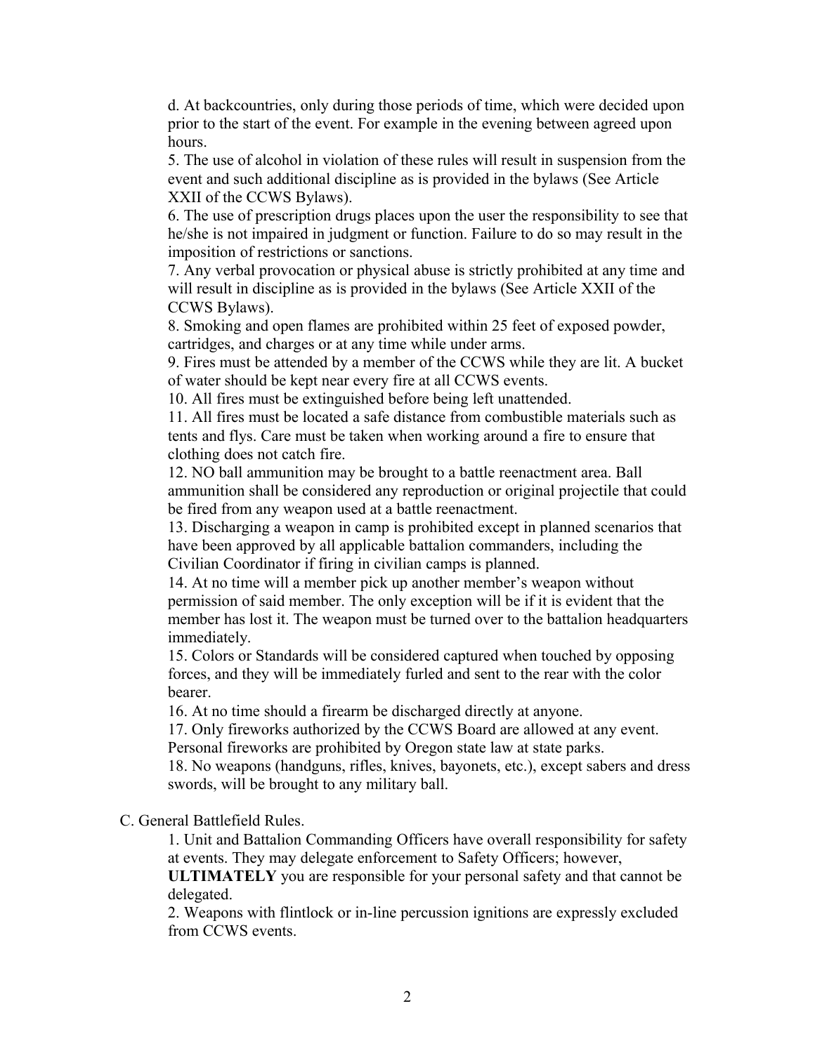d. At backcountries, only during those periods of time, which were decided upon prior to the start of the event. For example in the evening between agreed upon hours.

5. The use of alcohol in violation of these rules will result in suspension from the event and such additional discipline as is provided in the bylaws (See Article XXII of the CCWS Bylaws).

6. The use of prescription drugs places upon the user the responsibility to see that he/she is not impaired in judgment or function. Failure to do so may result in the imposition of restrictions or sanctions.

7. Any verbal provocation or physical abuse is strictly prohibited at any time and will result in discipline as is provided in the bylaws (See Article XXII of the CCWS Bylaws).

8. Smoking and open flames are prohibited within 25 feet of exposed powder, cartridges, and charges or at any time while under arms.

9. Fires must be attended by a member of the CCWS while they are lit. A bucket of water should be kept near every fire at all CCWS events.

10. All fires must be extinguished before being left unattended.

11. All fires must be located a safe distance from combustible materials such as tents and flys. Care must be taken when working around a fire to ensure that clothing does not catch fire.

12. NO ball ammunition may be brought to a battle reenactment area. Ball ammunition shall be considered any reproduction or original projectile that could be fired from any weapon used at a battle reenactment.

13. Discharging a weapon in camp is prohibited except in planned scenarios that have been approved by all applicable battalion commanders, including the Civilian Coordinator if firing in civilian camps is planned.

14. At no time will a member pick up another member's weapon without permission of said member. The only exception will be if it is evident that the member has lost it. The weapon must be turned over to the battalion headquarters immediately.

15. Colors or Standards will be considered captured when touched by opposing forces, and they will be immediately furled and sent to the rear with the color bearer.

16. At no time should a firearm be discharged directly at anyone.

17. Only fireworks authorized by the CCWS Board are allowed at any event. Personal fireworks are prohibited by Oregon state law at state parks.

18. No weapons (handguns, rifles, knives, bayonets, etc.), except sabers and dress swords, will be brought to any military ball.

C. General Battlefield Rules.

1. Unit and Battalion Commanding Officers have overall responsibility for safety at events. They may delegate enforcement to Safety Officers; however, **ULTIMATELY** you are responsible for your personal safety and that cannot be delegated.

2. Weapons with flintlock or in-line percussion ignitions are expressly excluded from CCWS events.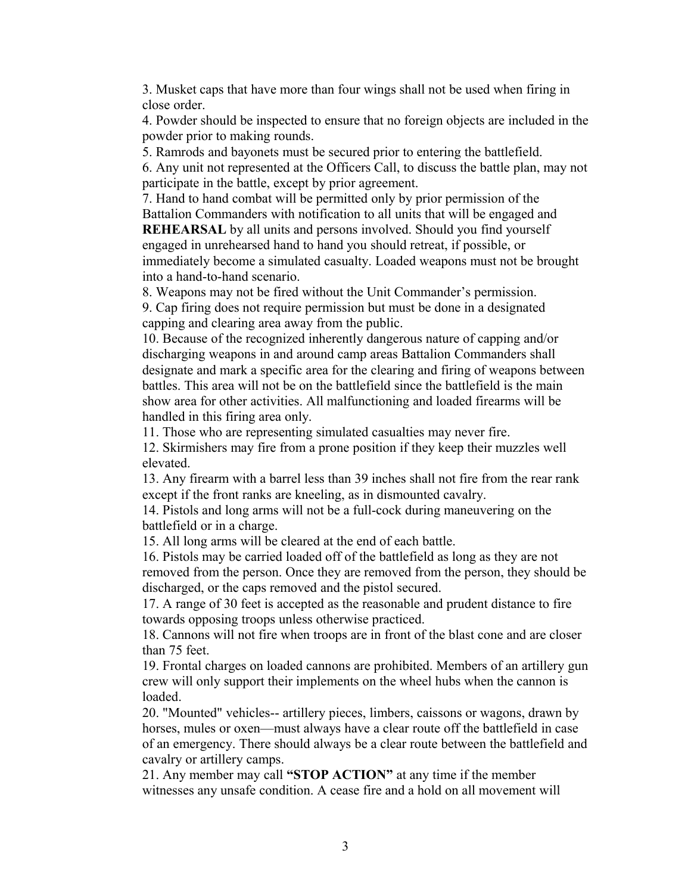3. Musket caps that have more than four wings shall not be used when firing in close order.
4. Powder should be inspected to ensure that no foreign objects are included in the powder prior to making rounds.
5. Ramrods and bayonets must be secured prior to entering the battlefield.
6. Any unit not represented at the Officers Call, to discuss the battle plan, may not participate in the battle, except by prior agreement.
7. Hand to hand combat will be permitted only by prior permission of the Battalion Commanders with notification to all units that will be engaged and **REHEARSAL** by all units and persons involved. Should you find yourself engaged in unrehearsed hand to hand you should retreat, if possible, or immediately become a simulated casualty. Loaded weapons must not be brought into a hand-to-hand scenario.
8. Weapons may not be fired without the Unit Commander's permission.
9. Cap firing does not require permission but must be done in a designated capping and clearing area away from the public.
10. Because of the recognized inherently dangerous nature of capping and/or discharging weapons in and around camp areas Battalion Commanders shall designate and mark a specific area for the clearing and firing of weapons between battles. This area will not be on the battlefield since the battlefield is the main show area for other activities. All malfunctioning and loaded firearms will be handled in this firing area only.
11. Those who are representing simulated casualties may never fire.
12. Skirmishers may fire from a prone position if they keep their muzzles well elevated.
13. Any firearm with a barrel less than 39 inches shall not fire from the rear rank except if the front ranks are kneeling, as in dismounted cavalry.
14. Pistols and long arms will not be a full-cock during maneuvering on the battlefield or in a charge.
15. All long arms will be cleared at the end of each battle.
16. Pistols may be carried loaded off of the battlefield as long as they are not removed from the person. Once they are removed from the person, they should be discharged, or the caps removed and the pistol secured.
17. A range of 30 feet is accepted as the reasonable and prudent distance to fire towards opposing troops unless otherwise practiced.
18. Cannons will not fire when troops are in front of the blast cone and are closer than 75 feet.
19. Frontal charges on loaded cannons are prohibited. Members of an artillery gun crew will only support their implements on the wheel hubs when the cannon is loaded.
20. "Mounted" vehicles-- artillery pieces, limbers, caissons or wagons, drawn by horses, mules or oxen—must always have a clear route off the battlefield in case of an emergency. There should always be a clear route between the battlefield and cavalry or artillery camps.
21. Any member may call **"STOP ACTION"** at any time if the member witnesses any unsafe condition. A cease fire and a hold on all movement will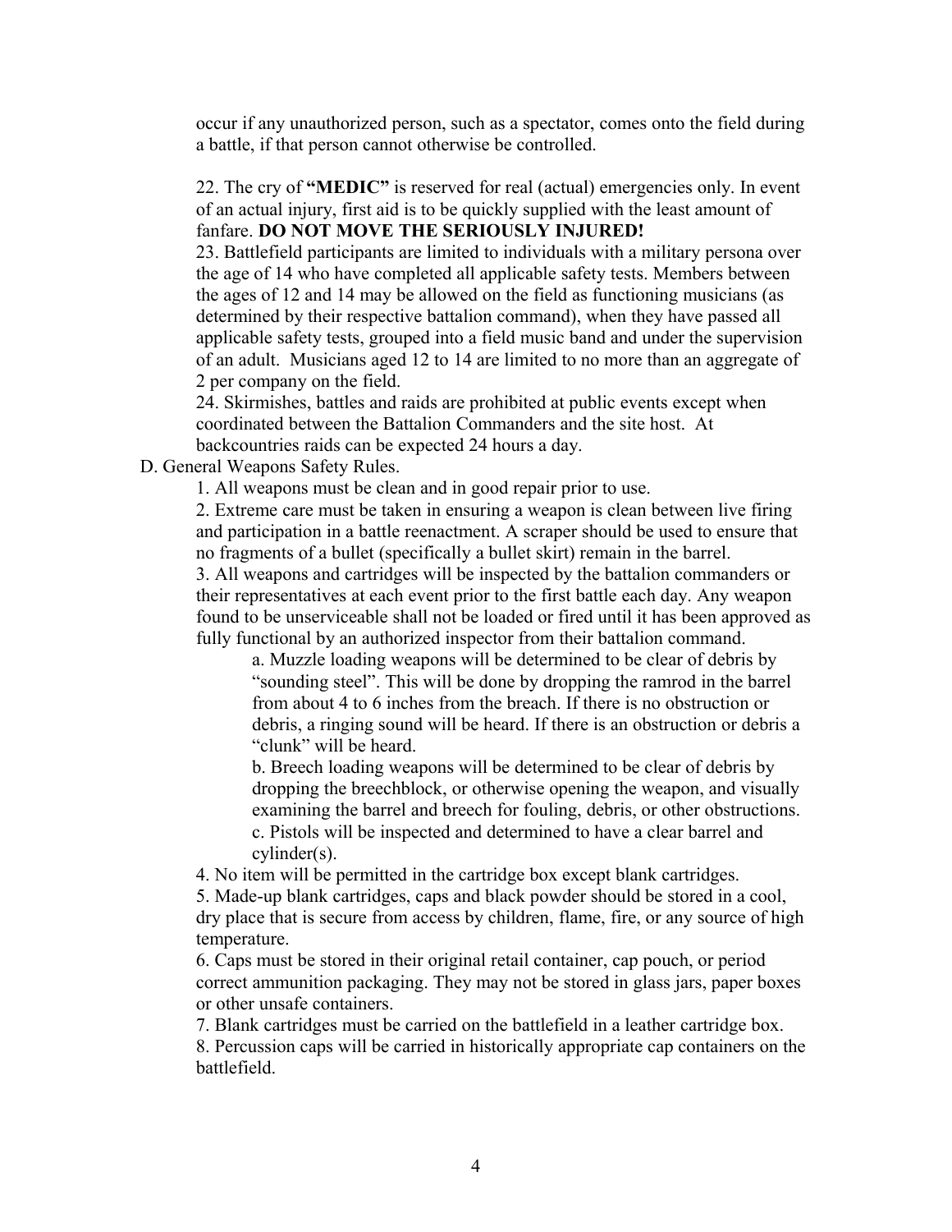occur if any unauthorized person, such as a spectator, comes onto the field during a battle, if that person cannot otherwise be controlled.

22. The cry of **"MEDIC"** is reserved for real (actual) emergencies only. In event of an actual injury, first aid is to be quickly supplied with the least amount of fanfare. **DO NOT MOVE THE SERIOUSLY INJURED!**

23. Battlefield participants are limited to individuals with a military persona over the age of 14 who have completed all applicable safety tests. Members between the ages of 12 and 14 may be allowed on the field as functioning musicians (as determined by their respective battalion command), when they have passed all applicable safety tests, grouped into a field music band and under the supervision of an adult. Musicians aged 12 to 14 are limited to no more than an aggregate of 2 per company on the field.

24. Skirmishes, battles and raids are prohibited at public events except when coordinated between the Battalion Commanders and the site host. At backcountries raids can be expected 24 hours a day.

D. General Weapons Safety Rules.

1. All weapons must be clean and in good repair prior to use.

2. Extreme care must be taken in ensuring a weapon is clean between live firing and participation in a battle reenactment. A scraper should be used to ensure that no fragments of a bullet (specifically a bullet skirt) remain in the barrel.

3. All weapons and cartridges will be inspected by the battalion commanders or their representatives at each event prior to the first battle each day. Any weapon found to be unserviceable shall not be loaded or fired until it has been approved as fully functional by an authorized inspector from their battalion command.

a. Muzzle loading weapons will be determined to be clear of debris by "sounding steel". This will be done by dropping the ramrod in the barrel from about 4 to 6 inches from the breach. If there is no obstruction or debris, a ringing sound will be heard. If there is an obstruction or debris a "clunk" will be heard.

b. Breech loading weapons will be determined to be clear of debris by dropping the breechblock, or otherwise opening the weapon, and visually examining the barrel and breech for fouling, debris, or other obstructions.

c. Pistols will be inspected and determined to have a clear barrel and cylinder(s).

4. No item will be permitted in the cartridge box except blank cartridges.

5. Made-up blank cartridges, caps and black powder should be stored in a cool, dry place that is secure from access by children, flame, fire, or any source of high temperature.

6. Caps must be stored in their original retail container, cap pouch, or period correct ammunition packaging. They may not be stored in glass jars, paper boxes or other unsafe containers.

7. Blank cartridges must be carried on the battlefield in a leather cartridge box.

8. Percussion caps will be carried in historically appropriate cap containers on the battlefield.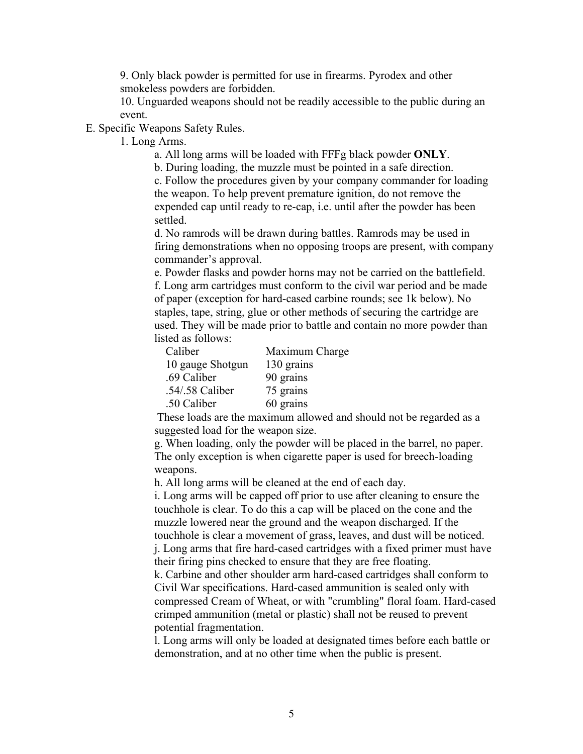9. Only black powder is permitted for use in firearms. Pyrodex and other smokeless powders are forbidden.

10. Unguarded weapons should not be readily accessible to the public during an event.

E. Specific Weapons Safety Rules.

1. Long Arms.

a. All long arms will be loaded with FFFg black powder **ONLY**.

b. During loading, the muzzle must be pointed in a safe direction.

c. Follow the procedures given by your company commander for loading the weapon. To help prevent premature ignition, do not remove the expended cap until ready to re-cap, i.e. until after the powder has been settled.

d. No ramrods will be drawn during battles. Ramrods may be used in firing demonstrations when no opposing troops are present, with company commander's approval.

e. Powder flasks and powder horns may not be carried on the battlefield.

f. Long arm cartridges must conform to the civil war period and be made of paper (exception for hard-cased carbine rounds; see 1k below). No staples, tape, string, glue or other methods of securing the cartridge are used. They will be made prior to battle and contain no more powder than listed as follows:

| Caliber | Maximum Charge |
|---|---|
| 10 gauge Shotgun | 130 grains |
| .69 Caliber | 90 grains |
| .54/.58 Caliber | 75 grains |
| .50 Caliber | 60 grains |

These loads are the maximum allowed and should not be regarded as a suggested load for the weapon size.

g. When loading, only the powder will be placed in the barrel, no paper. The only exception is when cigarette paper is used for breech-loading weapons.

h. All long arms will be cleaned at the end of each day.

i. Long arms will be capped off prior to use after cleaning to ensure the touchhole is clear. To do this a cap will be placed on the cone and the muzzle lowered near the ground and the weapon discharged. If the touchhole is clear a movement of grass, leaves, and dust will be noticed.

j. Long arms that fire hard-cased cartridges with a fixed primer must have their firing pins checked to ensure that they are free floating.

k. Carbine and other shoulder arm hard-cased cartridges shall conform to Civil War specifications. Hard-cased ammunition is sealed only with compressed Cream of Wheat, or with "crumbling" floral foam. Hard-cased crimped ammunition (metal or plastic) shall not be reused to prevent potential fragmentation.

l. Long arms will only be loaded at designated times before each battle or demonstration, and at no other time when the public is present.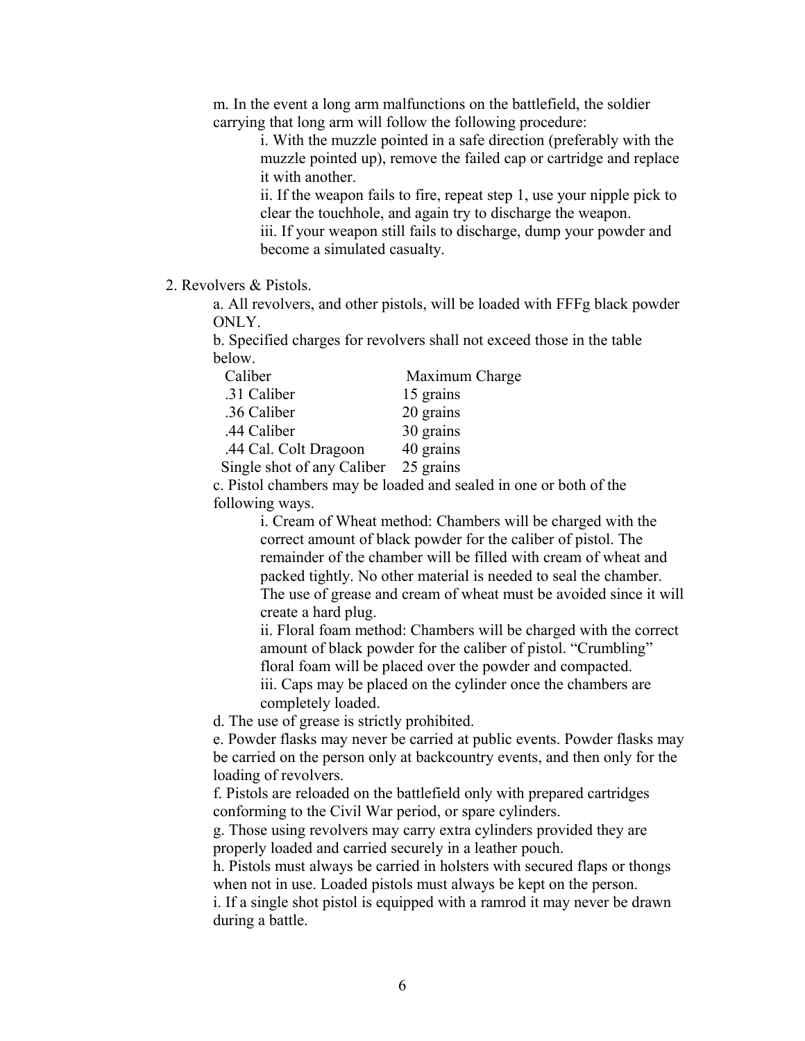m. In the event a long arm malfunctions on the battlefield, the soldier carrying that long arm will follow the following procedure:

i. With the muzzle pointed in a safe direction (preferably with the muzzle pointed up), remove the failed cap or cartridge and replace it with another.

ii. If the weapon fails to fire, repeat step 1, use your nipple pick to clear the touchhole, and again try to discharge the weapon.

iii. If your weapon still fails to discharge, dump your powder and become a simulated casualty.

2. Revolvers & Pistols.

a. All revolvers, and other pistols, will be loaded with FFFg black powder ONLY.

b. Specified charges for revolvers shall not exceed those in the table below.

| Caliber | Maximum Charge |
|---|---|
| .31 Caliber | 15 grains |
| .36 Caliber | 20 grains |
| .44 Caliber | 30 grains |
| .44 Cal. Colt Dragoon | 40 grains |
| Single shot of any Caliber | 25 grains |

c. Pistol chambers may be loaded and sealed in one or both of the following ways.

i. Cream of Wheat method: Chambers will be charged with the correct amount of black powder for the caliber of pistol. The remainder of the chamber will be filled with cream of wheat and packed tightly. No other material is needed to seal the chamber. The use of grease and cream of wheat must be avoided since it will create a hard plug.

ii. Floral foam method: Chambers will be charged with the correct amount of black powder for the caliber of pistol. "Crumbling" floral foam will be placed over the powder and compacted.

iii. Caps may be placed on the cylinder once the chambers are completely loaded.

d. The use of grease is strictly prohibited.

e. Powder flasks may never be carried at public events. Powder flasks may be carried on the person only at backcountry events, and then only for the loading of revolvers.

f. Pistols are reloaded on the battlefield only with prepared cartridges conforming to the Civil War period, or spare cylinders.

g. Those using revolvers may carry extra cylinders provided they are properly loaded and carried securely in a leather pouch.

h. Pistols must always be carried in holsters with secured flaps or thongs when not in use. Loaded pistols must always be kept on the person.

i. If a single shot pistol is equipped with a ramrod it may never be drawn during a battle.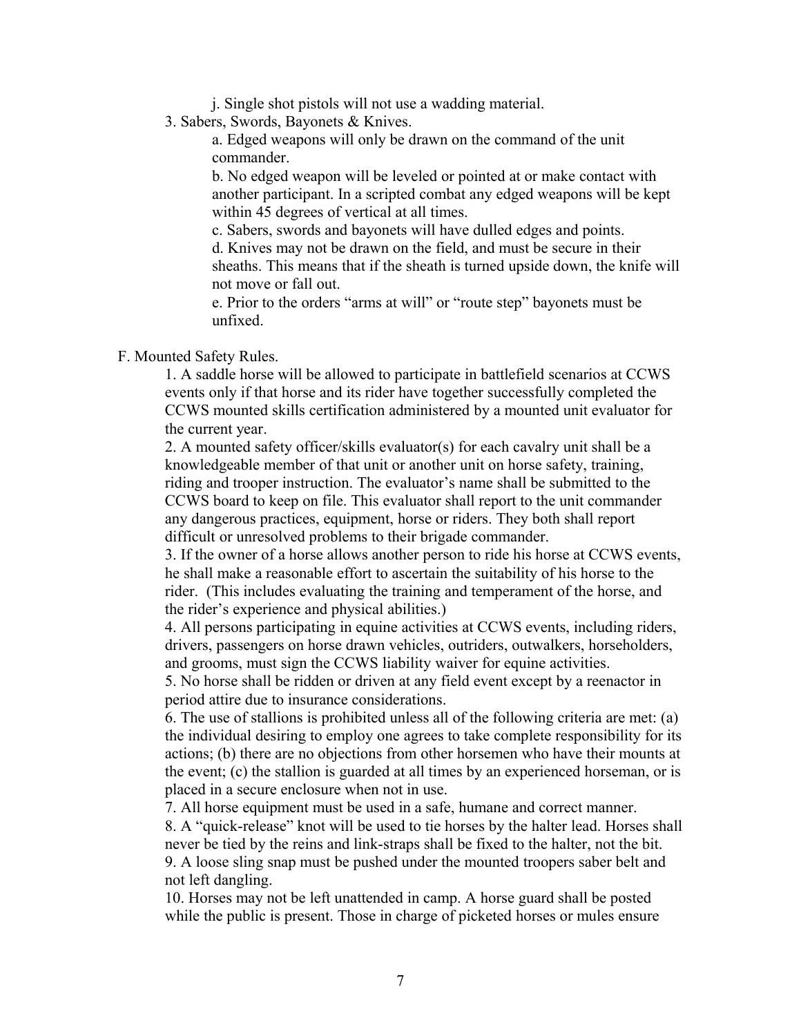j. Single shot pistols will not use a wadding material.

3. Sabers, Swords, Bayonets & Knives.

a. Edged weapons will only be drawn on the command of the unit commander.

b. No edged weapon will be leveled or pointed at or make contact with another participant. In a scripted combat any edged weapons will be kept within 45 degrees of vertical at all times.

c. Sabers, swords and bayonets will have dulled edges and points.

d. Knives may not be drawn on the field, and must be secure in their sheaths. This means that if the sheath is turned upside down, the knife will not move or fall out.

e. Prior to the orders "arms at will" or "route step" bayonets must be unfixed.

F. Mounted Safety Rules.

1. A saddle horse will be allowed to participate in battlefield scenarios at CCWS events only if that horse and its rider have together successfully completed the CCWS mounted skills certification administered by a mounted unit evaluator for the current year.

2. A mounted safety officer/skills evaluator(s) for each cavalry unit shall be a knowledgeable member of that unit or another unit on horse safety, training, riding and trooper instruction. The evaluator's name shall be submitted to the CCWS board to keep on file. This evaluator shall report to the unit commander any dangerous practices, equipment, horse or riders. They both shall report difficult or unresolved problems to their brigade commander.

3. If the owner of a horse allows another person to ride his horse at CCWS events, he shall make a reasonable effort to ascertain the suitability of his horse to the rider. (This includes evaluating the training and temperament of the horse, and the rider's experience and physical abilities.)

4. All persons participating in equine activities at CCWS events, including riders, drivers, passengers on horse drawn vehicles, outriders, outwalkers, horseholders, and grooms, must sign the CCWS liability waiver for equine activities.

5. No horse shall be ridden or driven at any field event except by a reenactor in period attire due to insurance considerations.

6. The use of stallions is prohibited unless all of the following criteria are met: (a) the individual desiring to employ one agrees to take complete responsibility for its actions; (b) there are no objections from other horsemen who have their mounts at the event; (c) the stallion is guarded at all times by an experienced horseman, or is placed in a secure enclosure when not in use.

7. All horse equipment must be used in a safe, humane and correct manner.

8. A "quick-release" knot will be used to tie horses by the halter lead. Horses shall never be tied by the reins and link-straps shall be fixed to the halter, not the bit.

9. A loose sling snap must be pushed under the mounted troopers saber belt and not left dangling.

10. Horses may not be left unattended in camp. A horse guard shall be posted while the public is present. Those in charge of picketed horses or mules ensure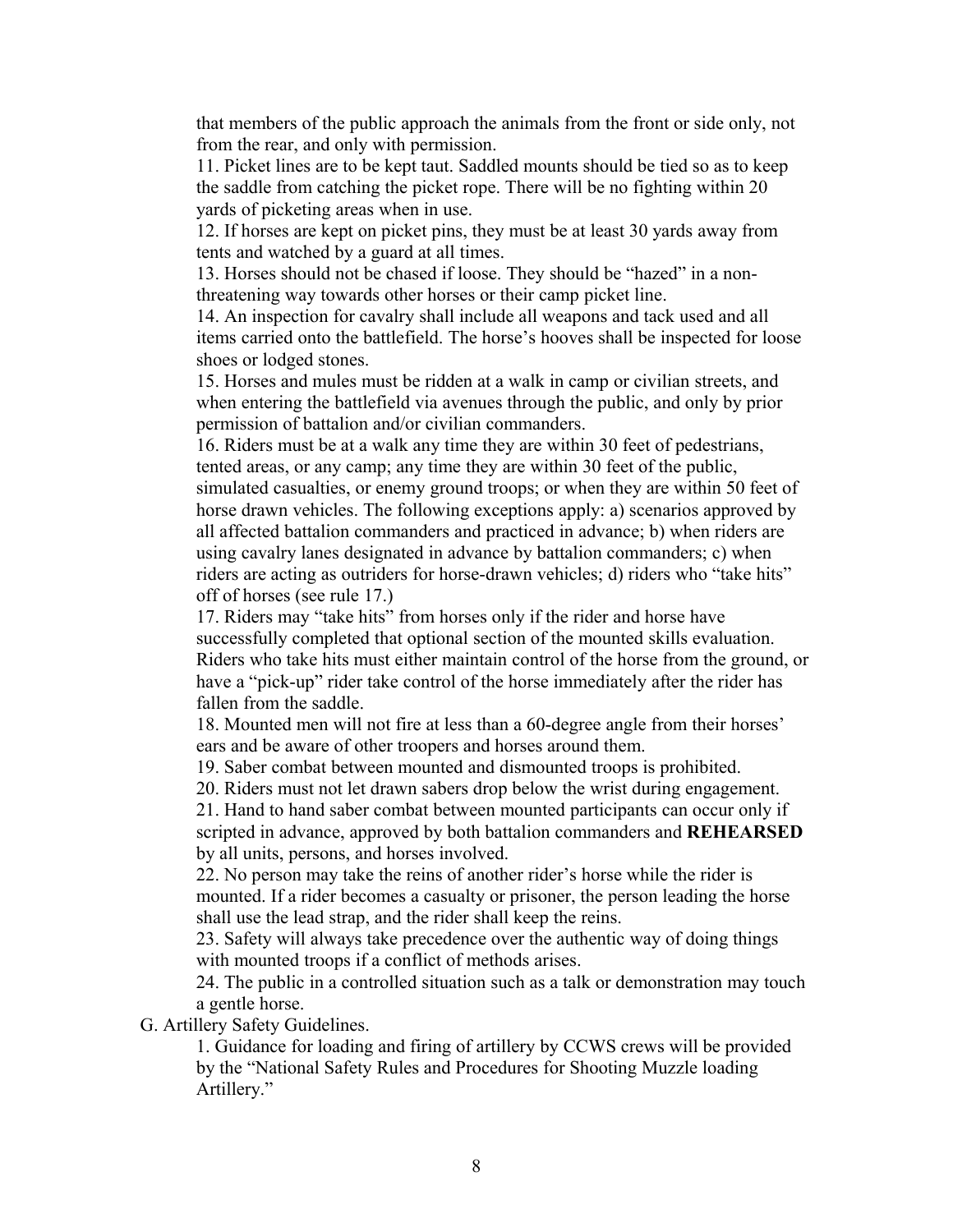that members of the public approach the animals from the front or side only, not from the rear, and only with permission.

11. Picket lines are to be kept taut. Saddled mounts should be tied so as to keep the saddle from catching the picket rope. There will be no fighting within 20 yards of picketing areas when in use.

12. If horses are kept on picket pins, they must be at least 30 yards away from tents and watched by a guard at all times.

13. Horses should not be chased if loose. They should be "hazed" in a non-threatening way towards other horses or their camp picket line.

14. An inspection for cavalry shall include all weapons and tack used and all items carried onto the battlefield. The horse's hooves shall be inspected for loose shoes or lodged stones.

15. Horses and mules must be ridden at a walk in camp or civilian streets, and when entering the battlefield via avenues through the public, and only by prior permission of battalion and/or civilian commanders.

16. Riders must be at a walk any time they are within 30 feet of pedestrians, tented areas, or any camp; any time they are within 30 feet of the public, simulated casualties, or enemy ground troops; or when they are within 50 feet of horse drawn vehicles. The following exceptions apply: a) scenarios approved by all affected battalion commanders and practiced in advance; b) when riders are using cavalry lanes designated in advance by battalion commanders; c) when riders are acting as outriders for horse-drawn vehicles; d) riders who "take hits" off of horses (see rule 17.)

17. Riders may "take hits" from horses only if the rider and horse have successfully completed that optional section of the mounted skills evaluation. Riders who take hits must either maintain control of the horse from the ground, or have a "pick-up" rider take control of the horse immediately after the rider has fallen from the saddle.

18. Mounted men will not fire at less than a 60-degree angle from their horses' ears and be aware of other troopers and horses around them.

19. Saber combat between mounted and dismounted troops is prohibited.

20. Riders must not let drawn sabers drop below the wrist during engagement.

21. Hand to hand saber combat between mounted participants can occur only if scripted in advance, approved by both battalion commanders and **REHEARSED** by all units, persons, and horses involved.

22. No person may take the reins of another rider's horse while the rider is mounted. If a rider becomes a casualty or prisoner, the person leading the horse shall use the lead strap, and the rider shall keep the reins.

23. Safety will always take precedence over the authentic way of doing things with mounted troops if a conflict of methods arises.

24. The public in a controlled situation such as a talk or demonstration may touch a gentle horse.

G. Artillery Safety Guidelines.

1. Guidance for loading and firing of artillery by CCWS crews will be provided by the "National Safety Rules and Procedures for Shooting Muzzle loading Artillery."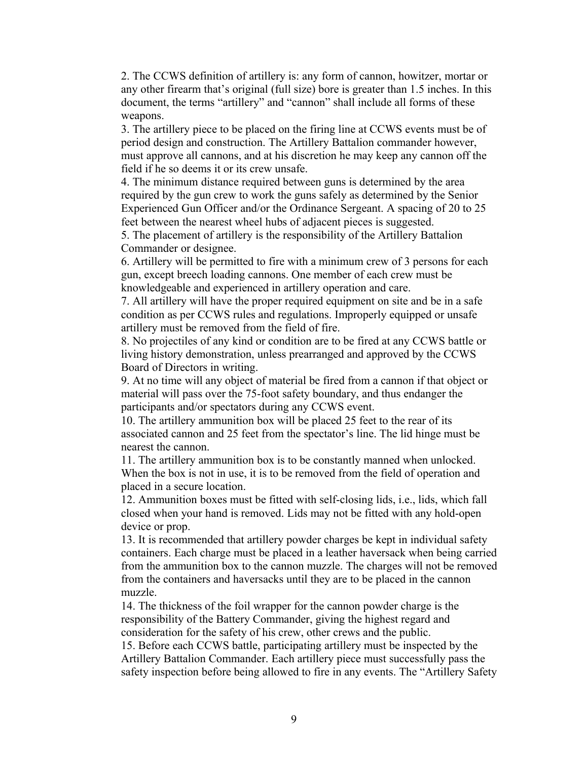2. The CCWS definition of artillery is: any form of cannon, howitzer, mortar or any other firearm that's original (full size) bore is greater than 1.5 inches. In this document, the terms "artillery" and "cannon" shall include all forms of these weapons.

3. The artillery piece to be placed on the firing line at CCWS events must be of period design and construction. The Artillery Battalion commander however, must approve all cannons, and at his discretion he may keep any cannon off the field if he so deems it or its crew unsafe.

4. The minimum distance required between guns is determined by the area required by the gun crew to work the guns safely as determined by the Senior Experienced Gun Officer and/or the Ordinance Sergeant. A spacing of 20 to 25 feet between the nearest wheel hubs of adjacent pieces is suggested.

5. The placement of artillery is the responsibility of the Artillery Battalion Commander or designee.

6. Artillery will be permitted to fire with a minimum crew of 3 persons for each gun, except breech loading cannons. One member of each crew must be knowledgeable and experienced in artillery operation and care.

7. All artillery will have the proper required equipment on site and be in a safe condition as per CCWS rules and regulations. Improperly equipped or unsafe artillery must be removed from the field of fire.

8. No projectiles of any kind or condition are to be fired at any CCWS battle or living history demonstration, unless prearranged and approved by the CCWS Board of Directors in writing.

9. At no time will any object of material be fired from a cannon if that object or material will pass over the 75-foot safety boundary, and thus endanger the participants and/or spectators during any CCWS event.

10. The artillery ammunition box will be placed 25 feet to the rear of its associated cannon and 25 feet from the spectator's line. The lid hinge must be nearest the cannon.

11. The artillery ammunition box is to be constantly manned when unlocked. When the box is not in use, it is to be removed from the field of operation and placed in a secure location.

12. Ammunition boxes must be fitted with self-closing lids, i.e., lids, which fall closed when your hand is removed. Lids may not be fitted with any hold-open device or prop.

13. It is recommended that artillery powder charges be kept in individual safety containers. Each charge must be placed in a leather haversack when being carried from the ammunition box to the cannon muzzle. The charges will not be removed from the containers and haversacks until they are to be placed in the cannon muzzle.

14. The thickness of the foil wrapper for the cannon powder charge is the responsibility of the Battery Commander, giving the highest regard and consideration for the safety of his crew, other crews and the public.

15. Before each CCWS battle, participating artillery must be inspected by the Artillery Battalion Commander. Each artillery piece must successfully pass the safety inspection before being allowed to fire in any events. The "Artillery Safety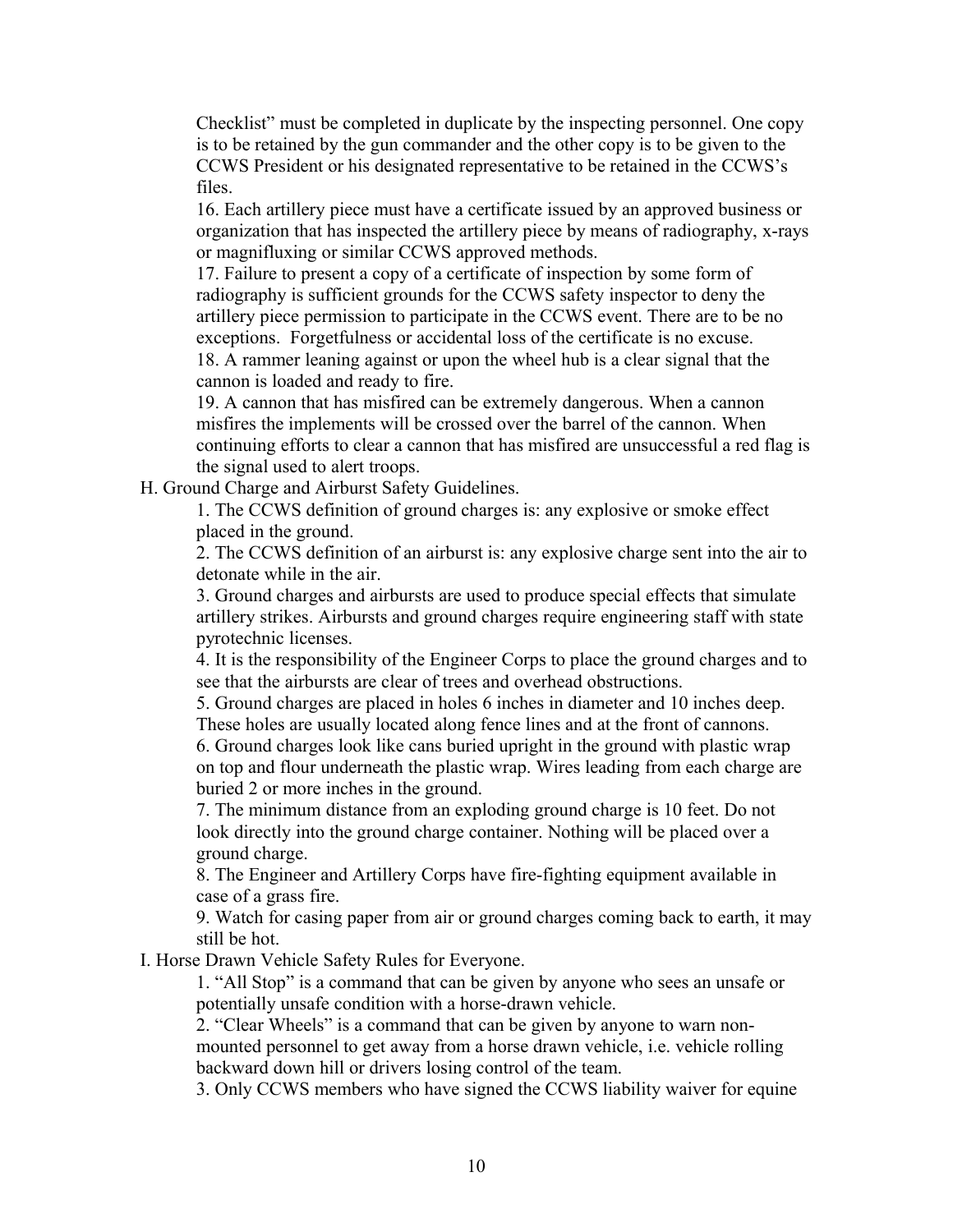Checklist" must be completed in duplicate by the inspecting personnel. One copy is to be retained by the gun commander and the other copy is to be given to the CCWS President or his designated representative to be retained in the CCWS's files.

16. Each artillery piece must have a certificate issued by an approved business or organization that has inspected the artillery piece by means of radiography, x-rays or magnifluxing or similar CCWS approved methods.

17. Failure to present a copy of a certificate of inspection by some form of radiography is sufficient grounds for the CCWS safety inspector to deny the artillery piece permission to participate in the CCWS event. There are to be no exceptions. Forgetfulness or accidental loss of the certificate is no excuse.

18. A rammer leaning against or upon the wheel hub is a clear signal that the cannon is loaded and ready to fire.

19. A cannon that has misfired can be extremely dangerous. When a cannon misfires the implements will be crossed over the barrel of the cannon. When continuing efforts to clear a cannon that has misfired are unsuccessful a red flag is the signal used to alert troops.

H. Ground Charge and Airburst Safety Guidelines.

1. The CCWS definition of ground charges is: any explosive or smoke effect placed in the ground.

2. The CCWS definition of an airburst is: any explosive charge sent into the air to detonate while in the air.

3. Ground charges and airbursts are used to produce special effects that simulate artillery strikes. Airbursts and ground charges require engineering staff with state pyrotechnic licenses.

4. It is the responsibility of the Engineer Corps to place the ground charges and to see that the airbursts are clear of trees and overhead obstructions.

5. Ground charges are placed in holes 6 inches in diameter and 10 inches deep. These holes are usually located along fence lines and at the front of cannons.

6. Ground charges look like cans buried upright in the ground with plastic wrap on top and flour underneath the plastic wrap. Wires leading from each charge are buried 2 or more inches in the ground.

7. The minimum distance from an exploding ground charge is 10 feet. Do not look directly into the ground charge container. Nothing will be placed over a ground charge.

8. The Engineer and Artillery Corps have fire-fighting equipment available in case of a grass fire.

9. Watch for casing paper from air or ground charges coming back to earth, it may still be hot.

I. Horse Drawn Vehicle Safety Rules for Everyone.

1. "All Stop" is a command that can be given by anyone who sees an unsafe or potentially unsafe condition with a horse-drawn vehicle.

2. "Clear Wheels" is a command that can be given by anyone to warn non-mounted personnel to get away from a horse drawn vehicle, i.e. vehicle rolling backward down hill or drivers losing control of the team.

3. Only CCWS members who have signed the CCWS liability waiver for equine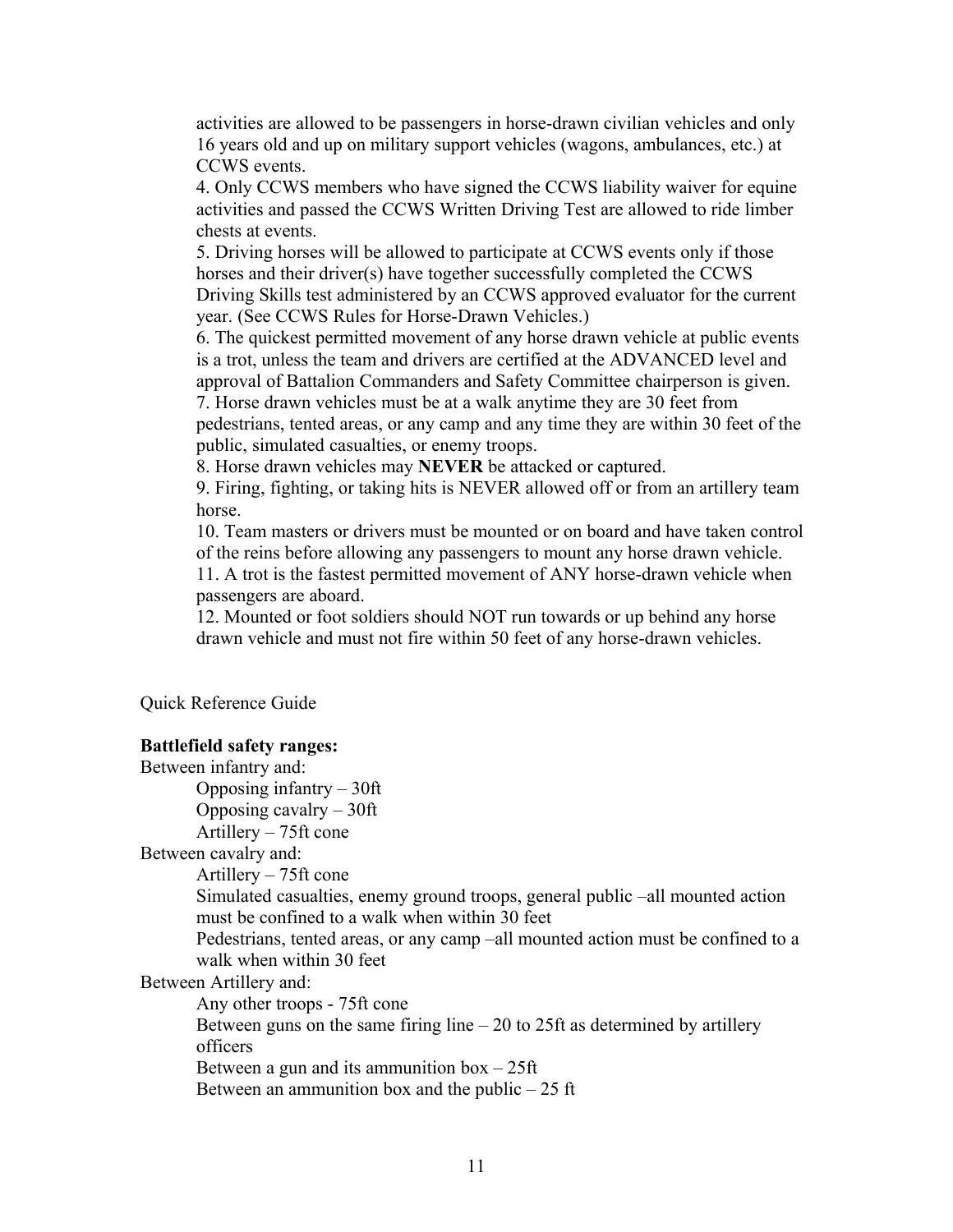activities are allowed to be passengers in horse-drawn civilian vehicles and only 16 years old and up on military support vehicles (wagons, ambulances, etc.) at CCWS events.

4. Only CCWS members who have signed the CCWS liability waiver for equine activities and passed the CCWS Written Driving Test are allowed to ride limber chests at events.
5. Driving horses will be allowed to participate at CCWS events only if those horses and their driver(s) have together successfully completed the CCWS Driving Skills test administered by an CCWS approved evaluator for the current year. (See CCWS Rules for Horse-Drawn Vehicles.)
6. The quickest permitted movement of any horse drawn vehicle at public events is a trot, unless the team and drivers are certified at the ADVANCED level and approval of Battalion Commanders and Safety Committee chairperson is given.
7. Horse drawn vehicles must be at a walk anytime they are 30 feet from pedestrians, tented areas, or any camp and any time they are within 30 feet of the public, simulated casualties, or enemy troops.
8. Horse drawn vehicles may **NEVER** be attacked or captured.
9. Firing, fighting, or taking hits is NEVER allowed off or from an artillery team horse.
10. Team masters or drivers must be mounted or on board and have taken control of the reins before allowing any passengers to mount any horse drawn vehicle.
11. A trot is the fastest permitted movement of ANY horse-drawn vehicle when passengers are aboard.
12. Mounted or foot soldiers should NOT run towards or up behind any horse drawn vehicle and must not fire within 50 feet of any horse-drawn vehicles.

Quick Reference Guide

**Battlefield safety ranges:**

Between infantry and:

- Opposing infantry – 30ft
- Opposing cavalry – 30ft
- Artillery – 75ft cone

Between cavalry and:

- Artillery – 75ft cone
- Simulated casualties, enemy ground troops, general public –all mounted action must be confined to a walk when within 30 feet
- Pedestrians, tented areas, or any camp –all mounted action must be confined to a walk when within 30 feet

Between Artillery and:

- Any other troops - 75ft cone
- Between guns on the same firing line – 20 to 25ft as determined by artillery officers
- Between a gun and its ammunition box – 25ft
- Between an ammunition box and the public – 25 ft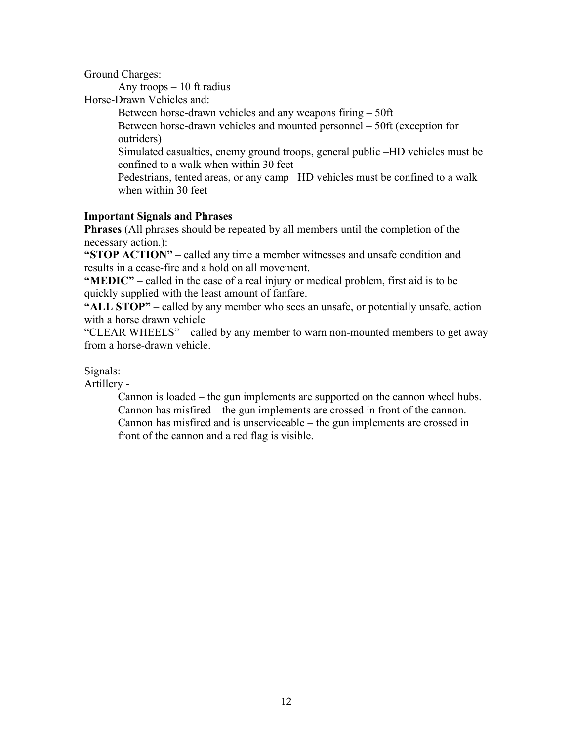Ground Charges:

Any troops – 10 ft radius

Horse-Drawn Vehicles and:

Between horse-drawn vehicles and any weapons firing – 50ft

Between horse-drawn vehicles and mounted personnel – 50ft (exception for outriders)

Simulated casualties, enemy ground troops, general public –HD vehicles must be confined to a walk when within 30 feet

Pedestrians, tented areas, or any camp –HD vehicles must be confined to a walk when within 30 feet

**Important Signals and Phrases**

**Phrases** (All phrases should be repeated by all members until the completion of the necessary action.):

**"STOP ACTION"** – called any time a member witnesses and unsafe condition and results in a cease-fire and a hold on all movement.

**"MEDIC"** – called in the case of a real injury or medical problem, first aid is to be quickly supplied with the least amount of fanfare.

**"ALL STOP"** – called by any member who sees an unsafe, or potentially unsafe, action with a horse drawn vehicle

"CLEAR WHEELS" – called by any member to warn non-mounted members to get away from a horse-drawn vehicle.

Signals:

Artillery -

Cannon is loaded – the gun implements are supported on the cannon wheel hubs.

Cannon has misfired – the gun implements are crossed in front of the cannon.

Cannon has misfired and is unserviceable – the gun implements are crossed in front of the cannon and a red flag is visible.